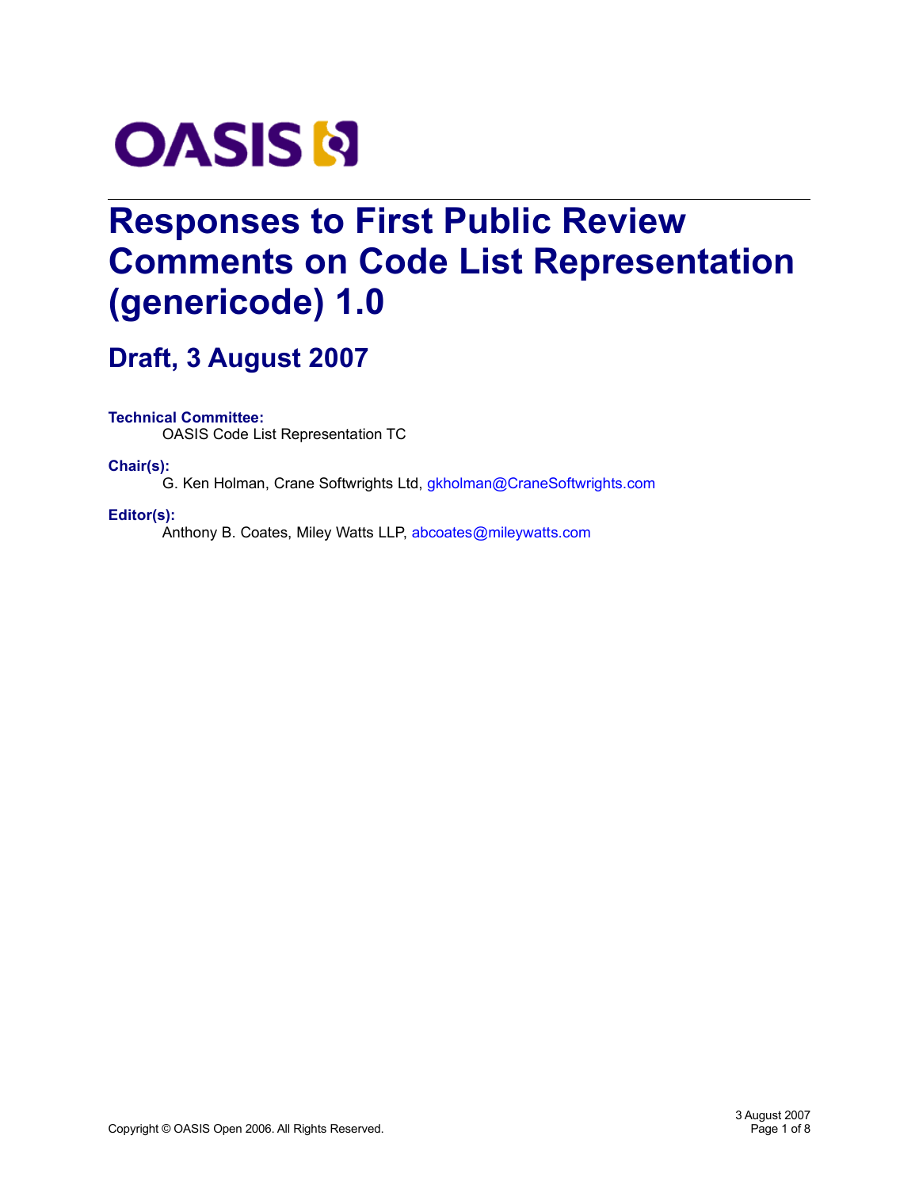OASIS

# Responses to First Public Review Comments on Code List Representation (genericode) 1.0

## Draft, 3 August 2007

**Technical Committee:**
OASIS Code List Representation TC

**Chair(s):**
G. Ken Holman, Crane Softwrights Ltd, gkholman@CraneSoftwrights.com

**Editor(s):**
Anthony B. Coates, Miley Watts LLP, abcoates@mileywatts.com

Copyright © OASIS Open 2006. All Rights Reserved.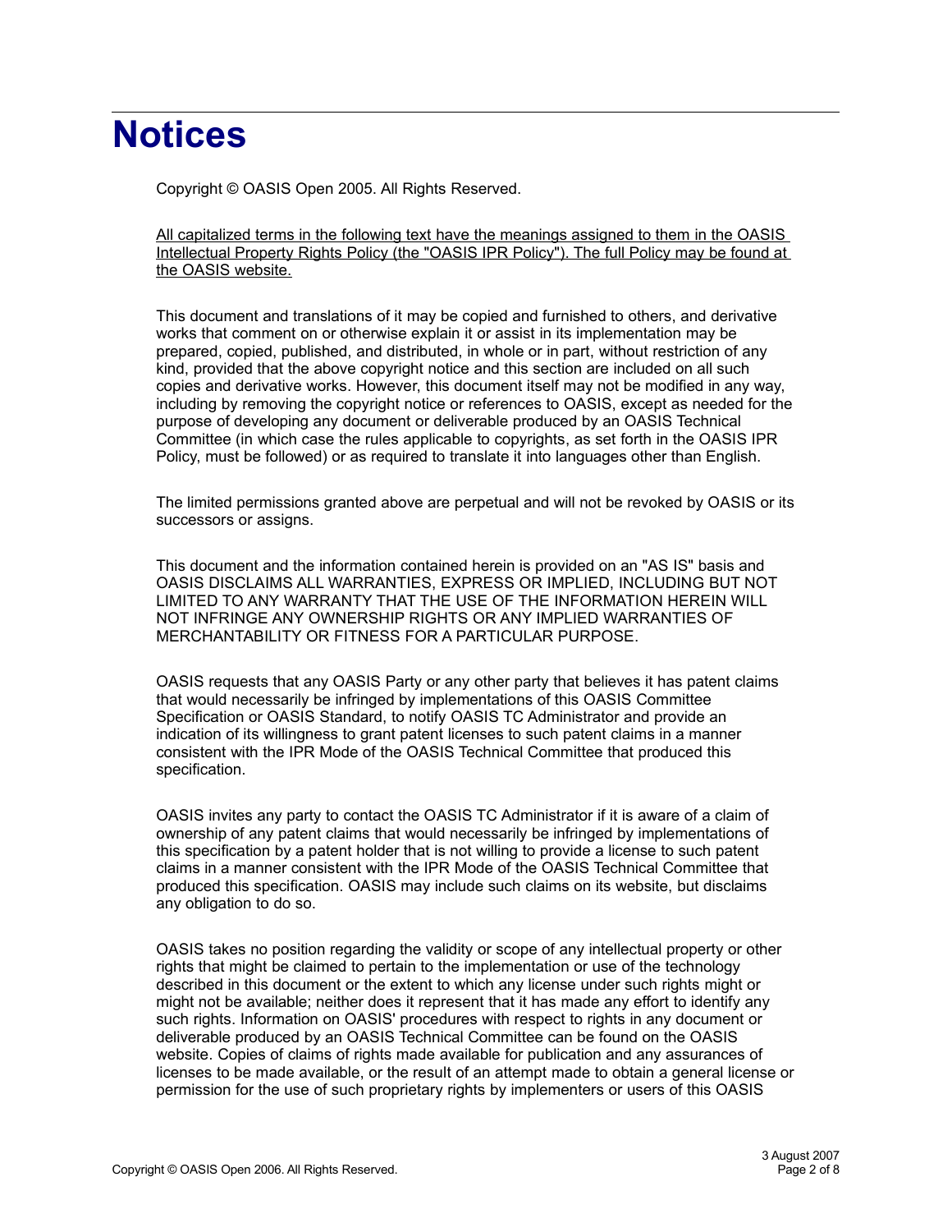# Notices

Copyright © OASIS Open 2005. All Rights Reserved.

All capitalized terms in the following text have the meanings assigned to them in the OASIS Intellectual Property Rights Policy (the "OASIS IPR Policy"). The full Policy may be found at the OASIS website.

This document and translations of it may be copied and furnished to others, and derivative works that comment on or otherwise explain it or assist in its implementation may be prepared, copied, published, and distributed, in whole or in part, without restriction of any kind, provided that the above copyright notice and this section are included on all such copies and derivative works. However, this document itself may not be modified in any way, including by removing the copyright notice or references to OASIS, except as needed for the purpose of developing any document or deliverable produced by an OASIS Technical Committee (in which case the rules applicable to copyrights, as set forth in the OASIS IPR Policy, must be followed) or as required to translate it into languages other than English.

The limited permissions granted above are perpetual and will not be revoked by OASIS or its successors or assigns.

This document and the information contained herein is provided on an "AS IS" basis and OASIS DISCLAIMS ALL WARRANTIES, EXPRESS OR IMPLIED, INCLUDING BUT NOT LIMITED TO ANY WARRANTY THAT THE USE OF THE INFORMATION HEREIN WILL NOT INFRINGE ANY OWNERSHIP RIGHTS OR ANY IMPLIED WARRANTIES OF MERCHANTABILITY OR FITNESS FOR A PARTICULAR PURPOSE.

OASIS requests that any OASIS Party or any other party that believes it has patent claims that would necessarily be infringed by implementations of this OASIS Committee Specification or OASIS Standard, to notify OASIS TC Administrator and provide an indication of its willingness to grant patent licenses to such patent claims in a manner consistent with the IPR Mode of the OASIS Technical Committee that produced this specification.

OASIS invites any party to contact the OASIS TC Administrator if it is aware of a claim of ownership of any patent claims that would necessarily be infringed by implementations of this specification by a patent holder that is not willing to provide a license to such patent claims in a manner consistent with the IPR Mode of the OASIS Technical Committee that produced this specification. OASIS may include such claims on its website, but disclaims any obligation to do so.

OASIS takes no position regarding the validity or scope of any intellectual property or other rights that might be claimed to pertain to the implementation or use of the technology described in this document or the extent to which any license under such rights might or might not be available; neither does it represent that it has made any effort to identify any such rights. Information on OASIS' procedures with respect to rights in any document or deliverable produced by an OASIS Technical Committee can be found on the OASIS website. Copies of claims of rights made available for publication and any assurances of licenses to be made available, or the result of an attempt made to obtain a general license or permission for the use of such proprietary rights by implementers or users of this OASIS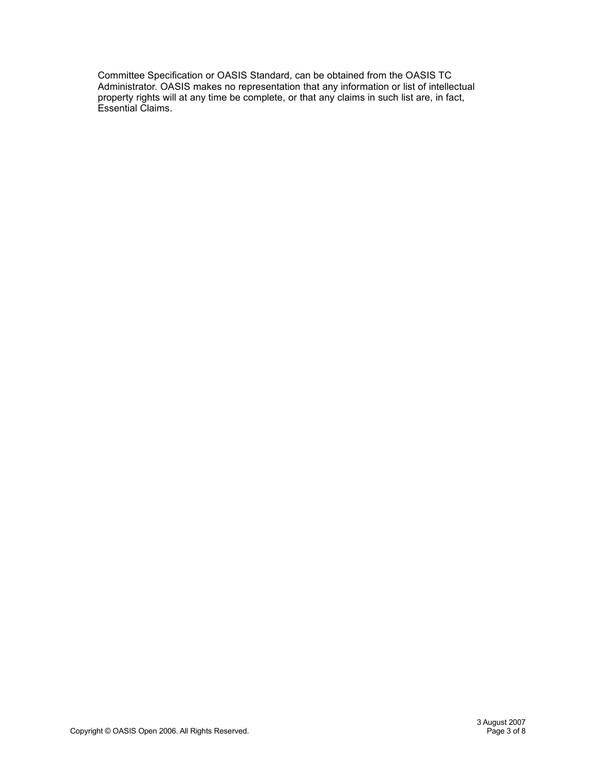Committee Specification or OASIS Standard, can be obtained from the OASIS TC Administrator. OASIS makes no representation that any information or list of intellectual property rights will at any time be complete, or that any claims in such list are, in fact, Essential Claims.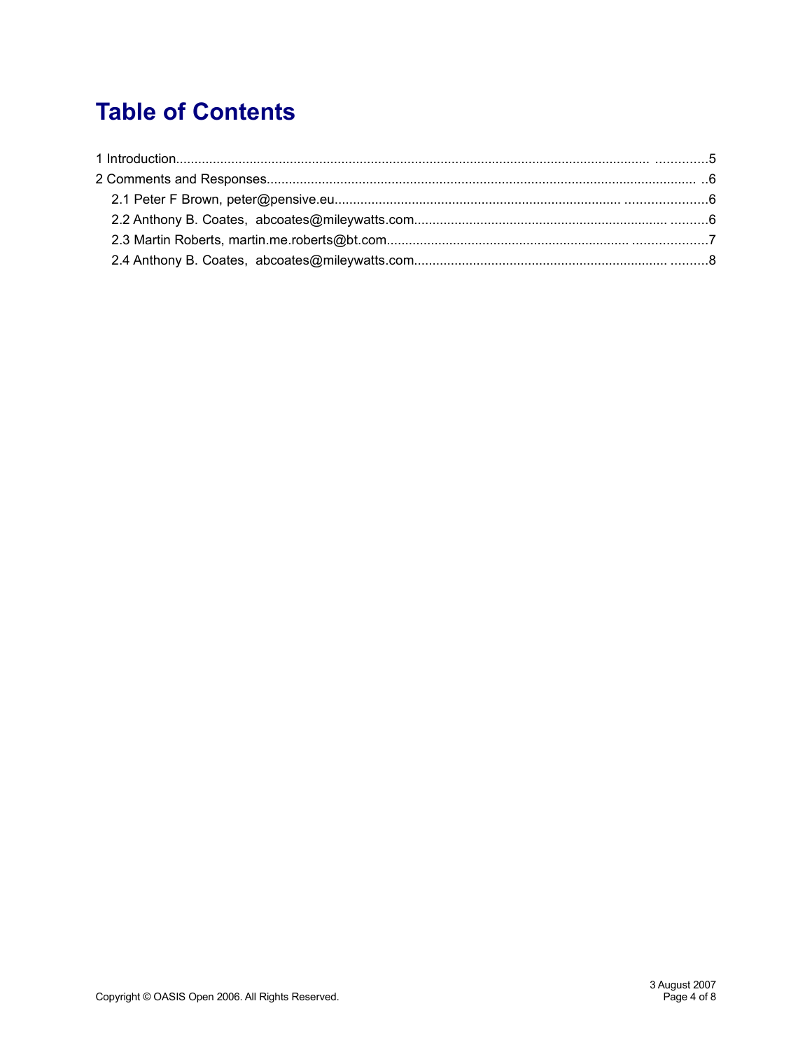# Table of Contents

1 Introduction.......................................................................................................................... ..............5

2 Comments and Responses.................................................................................................................. ..6

2.1 Peter F Brown, peter@pensive.eu................................................................................. .......................6

2.2 Anthony B. Coates, abcoates@mileywatts.com.................................................................. ..........6

2.3 Martin Roberts, martin.me.roberts@bt.com..................................................................... ....................7

2.4 Anthony B. Coates, abcoates@mileywatts.com.................................................................. ..........8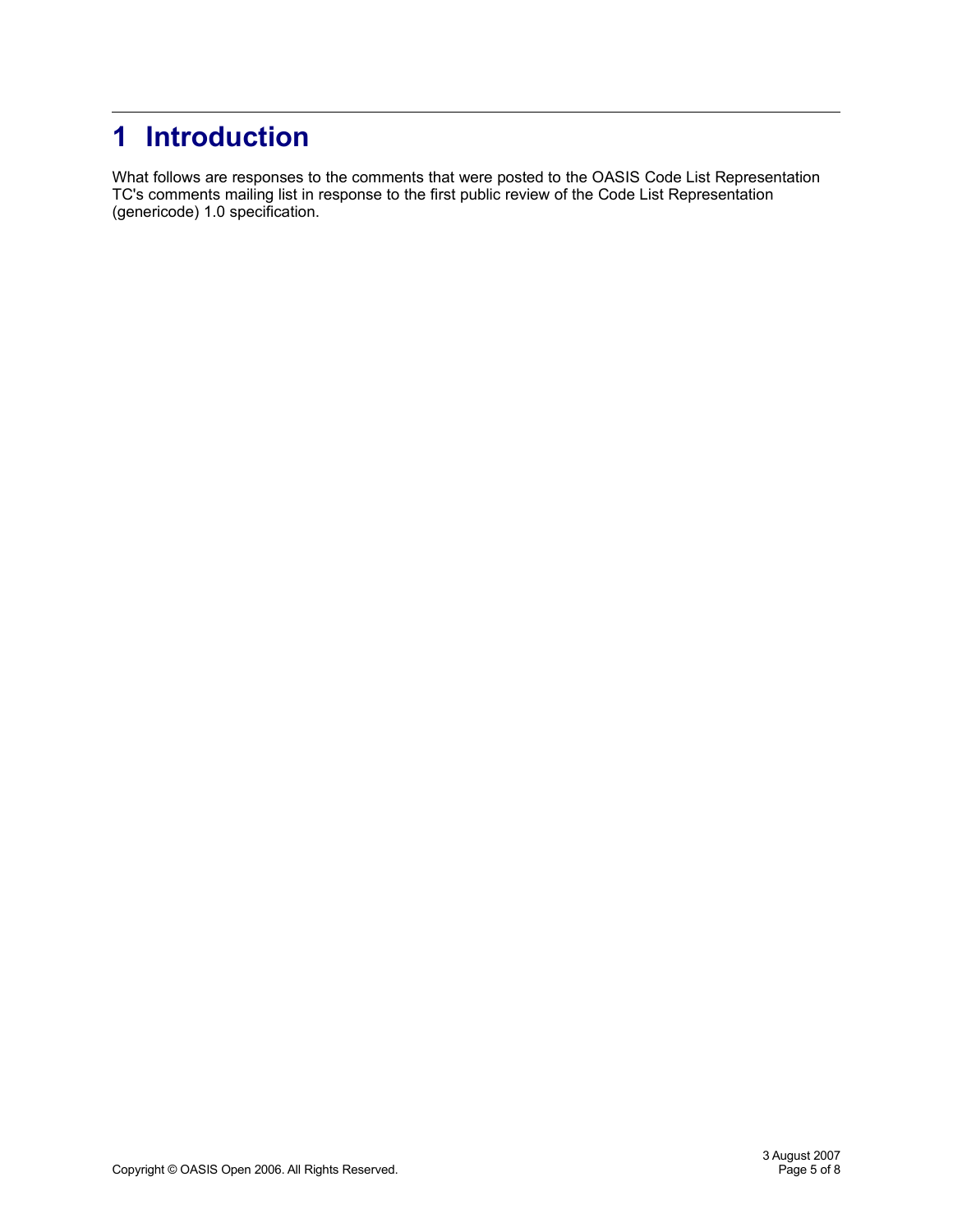# 1 Introduction

What follows are responses to the comments that were posted to the OASIS Code List Representation TC's comments mailing list in response to the first public review of the Code List Representation (genericode) 1.0 specification.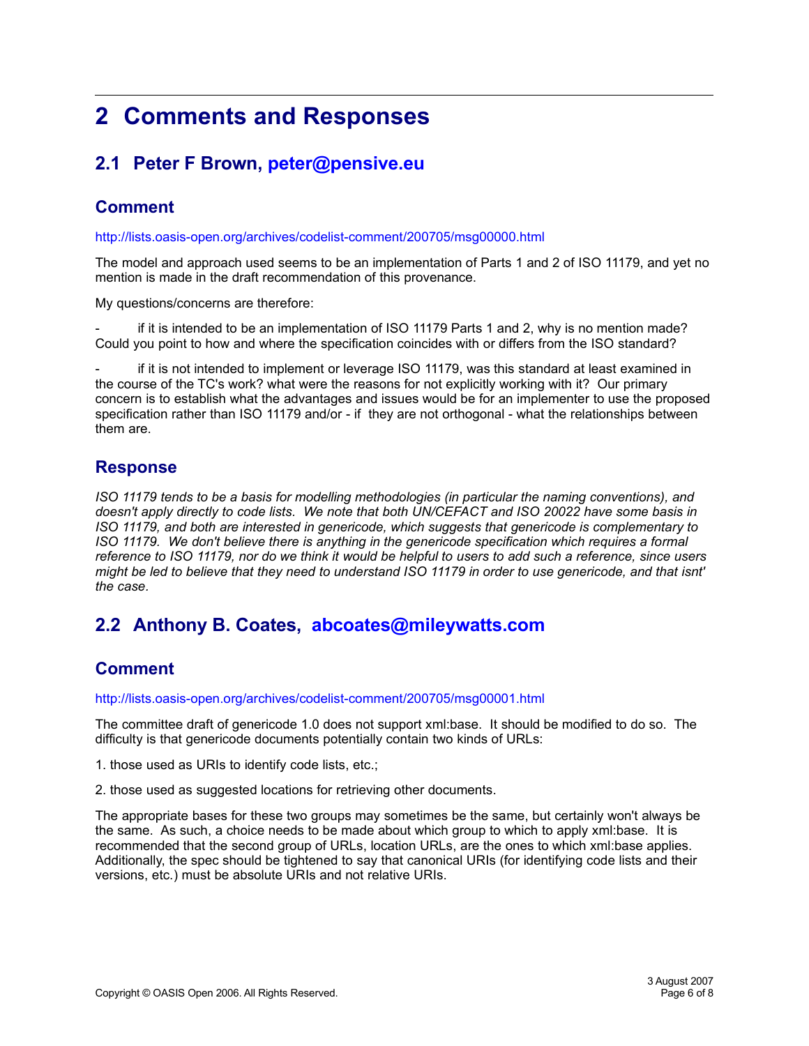# 2 Comments and Responses

## 2.1 Peter F Brown, peter@pensive.eu

### Comment

http://lists.oasis-open.org/archives/codelist-comment/200705/msg00000.html

The model and approach used seems to be an implementation of Parts 1 and 2 of ISO 11179, and yet no mention is made in the draft recommendation of this provenance.

My questions/concerns are therefore:

- if it is intended to be an implementation of ISO 11179 Parts 1 and 2, why is no mention made? Could you point to how and where the specification coincides with or differs from the ISO standard?

- if it is not intended to implement or leverage ISO 11179, was this standard at least examined in the course of the TC's work? what were the reasons for not explicitly working with it? Our primary concern is to establish what the advantages and issues would be for an implementer to use the proposed specification rather than ISO 11179 and/or - if they are not orthogonal - what the relationships between them are.

### Response

*ISO 11179 tends to be a basis for modelling methodologies (in particular the naming conventions), and doesn't apply directly to code lists. We note that both UN/CEFACT and ISO 20022 have some basis in ISO 11179, and both are interested in genericode, which suggests that genericode is complementary to ISO 11179. We don't believe there is anything in the genericode specification which requires a formal reference to ISO 11179, nor do we think it would be helpful to users to add such a reference, since users might be led to believe that they need to understand ISO 11179 in order to use genericode, and that isnt' the case.*

## 2.2 Anthony B. Coates, abcoates@mileywatts.com

### Comment

http://lists.oasis-open.org/archives/codelist-comment/200705/msg00001.html

The committee draft of genericode 1.0 does not support xml:base. It should be modified to do so. The difficulty is that genericode documents potentially contain two kinds of URLs:

1. those used as URIs to identify code lists, etc.;

2. those used as suggested locations for retrieving other documents.

The appropriate bases for these two groups may sometimes be the same, but certainly won't always be the same. As such, a choice needs to be made about which group to which to apply xml:base. It is recommended that the second group of URLs, location URLs, are the ones to which xml:base applies. Additionally, the spec should be tightened to say that canonical URIs (for identifying code lists and their versions, etc.) must be absolute URIs and not relative URIs.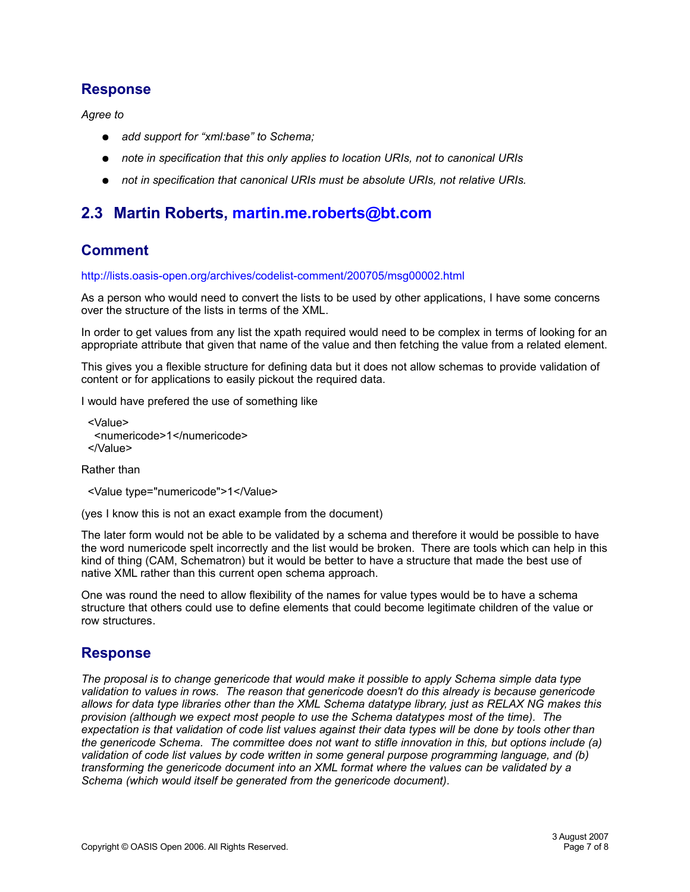## Response

*Agree to*

- *add support for “xml:base” to Schema;*
- *note in specification that this only applies to location URIs, not to canonical URIs*
- *not in specification that canonical URIs must be absolute URIs, not relative URIs.*

## 2.3 Martin Roberts, martin.me.roberts@bt.com

## Comment

http://lists.oasis-open.org/archives/codelist-comment/200705/msg00002.html

As a person who would need to convert the lists to be used by other applications, I have some concerns over the structure of the lists in terms of the XML.

In order to get values from any list the xpath required would need to be complex in terms of looking for an appropriate attribute that given that name of the value and then fetching the value from a related element.

This gives you a flexible structure for defining data but it does not allow schemas to provide validation of content or for applications to easily pickout the required data.

I would have prefered the use of something like

```
<Value>
  <numericode>1</numericode>
</Value>
```

Rather than

```
<Value type="numericode">1</Value>
```

(yes I know this is not an exact example from the document)

The later form would not be able to be validated by a schema and therefore it would be possible to have the word numericode spelt incorrectly and the list would be broken. There are tools which can help in this kind of thing (CAM, Schematron) but it would be better to have a structure that made the best use of native XML rather than this current open schema approach.

One was round the need to allow flexibility of the names for value types would be to have a schema structure that others could use to define elements that could become legitimate children of the value or row structures.

## Response

*The proposal is to change genericode that would make it possible to apply Schema simple data type validation to values in rows. The reason that genericode doesn't do this already is because genericode allows for data type libraries other than the XML Schema datatype library, just as RELAX NG makes this provision (although we expect most people to use the Schema datatypes most of the time). The expectation is that validation of code list values against their data types will be done by tools other than the genericode Schema. The committee does not want to stifle innovation in this, but options include (a) validation of code list values by code written in some general purpose programming language, and (b) transforming the genericode document into an XML format where the values can be validated by a Schema (which would itself be generated from the genericode document).*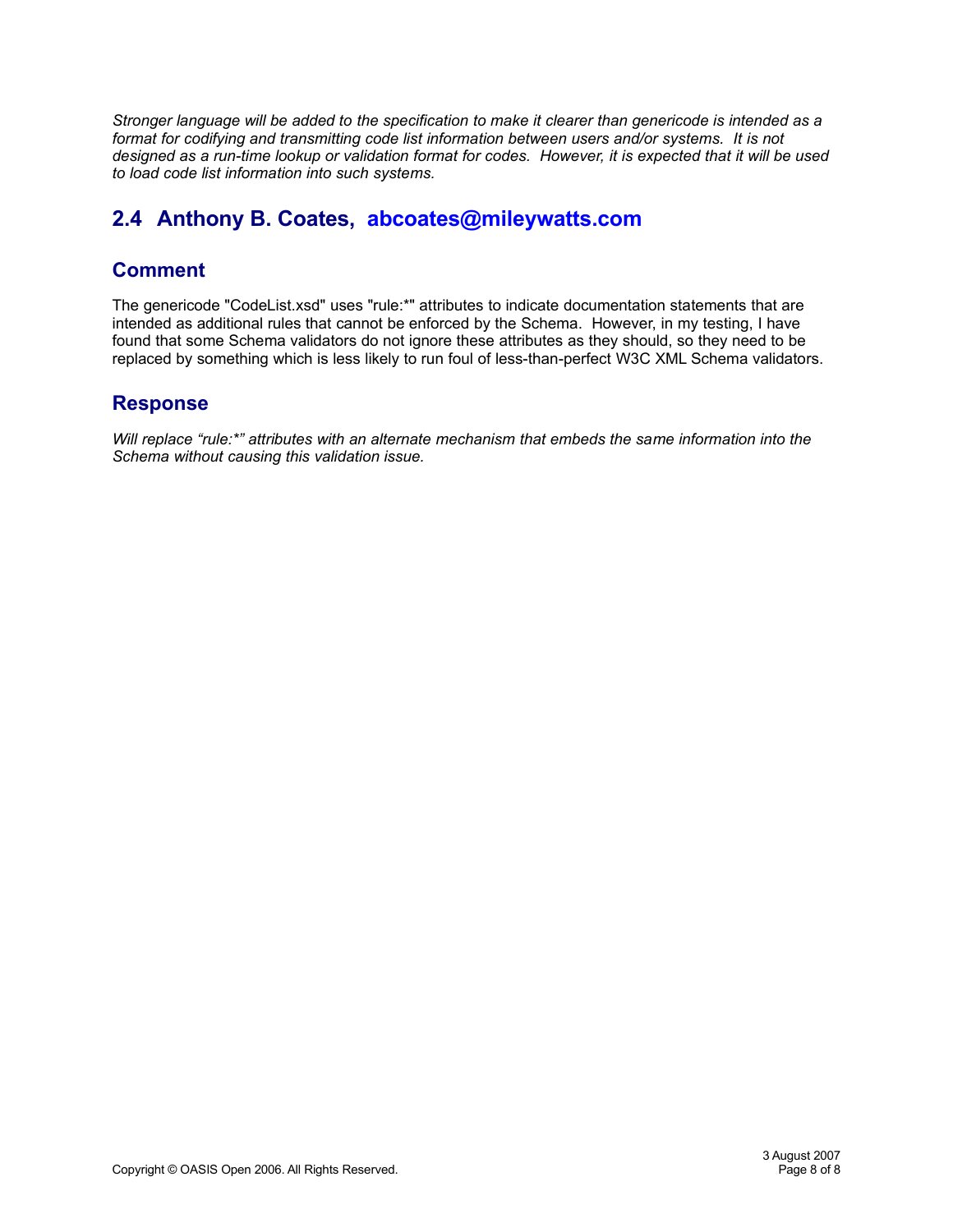*Stronger language will be added to the specification to make it clearer than genericode is intended as a format for codifying and transmitting code list information between users and/or systems. It is not designed as a run-time lookup or validation format for codes. However, it is expected that it will be used to load code list information into such systems.*

## 2.4 Anthony B. Coates, abcoates@mileywatts.com

### Comment

The genericode "CodeList.xsd" uses "rule:*" attributes to indicate documentation statements that are intended as additional rules that cannot be enforced by the Schema. However, in my testing, I have found that some Schema validators do not ignore these attributes as they should, so they need to be replaced by something which is less likely to run foul of less-than-perfect W3C XML Schema validators.

### Response

*Will replace "rule:*" attributes with an alternate mechanism that embeds the same information into the Schema without causing this validation issue.*